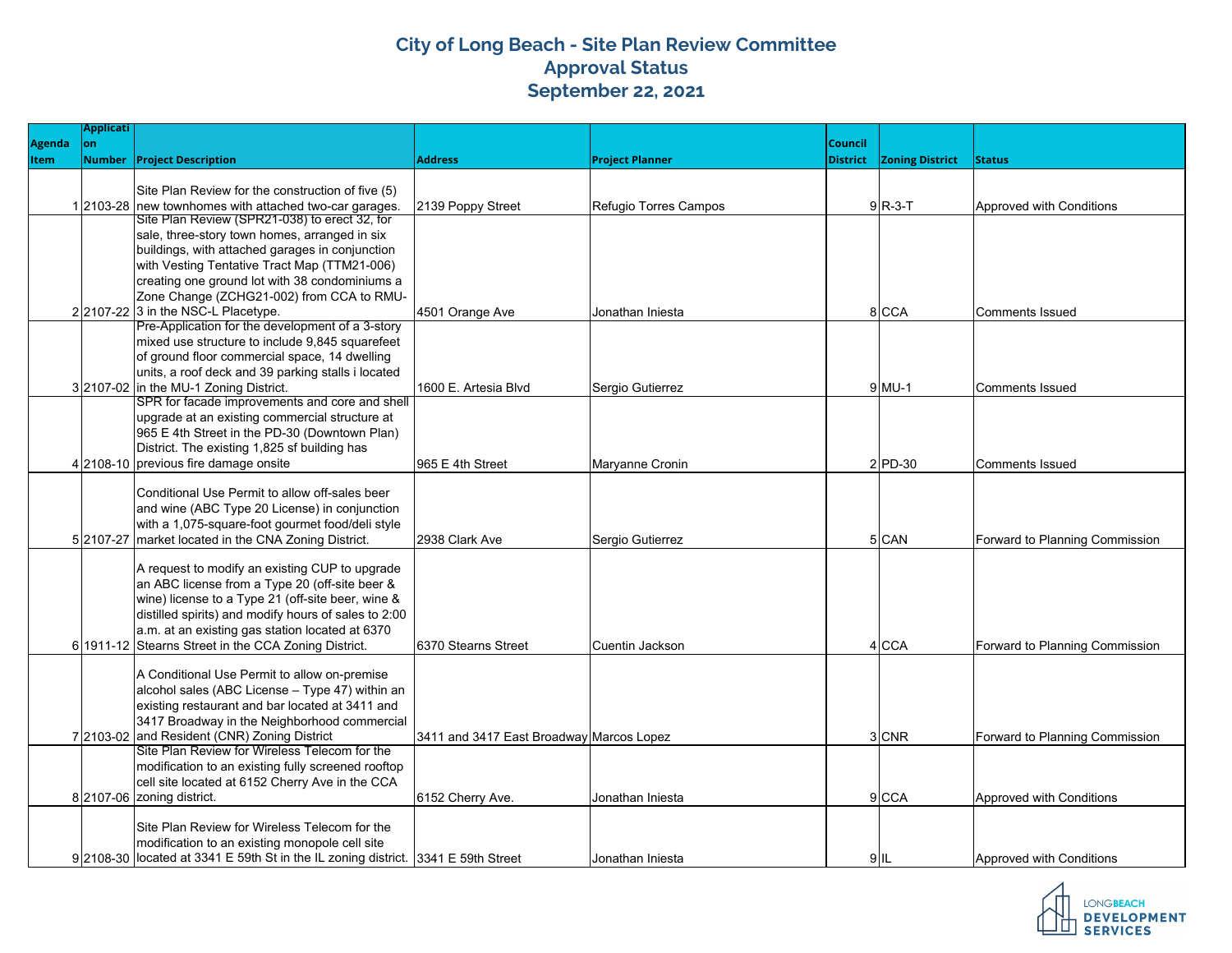# City of Long Beach - Site Plan Review Committee
## Approval Status
## September 22, 2021

| Agenda Item | Application Number | Project Description | Address | Project Planner | Council District | Zoning District | Status |
|---|---|---|---|---|---|---|---|
| 1 | 2103-28 | Site Plan Review for the construction of five (5) new townhomes with attached two-car garages. | 2139 Poppy Street | Refugio Torres Campos | 9 | R-3-T | Approved with Conditions |
| 2 | 2107-22 | Site Plan Review (SPR21-038) to erect 32, for sale, three-story town homes, arranged in six buildings, with attached garages in conjunction with Vesting Tentative Tract Map (TTM21-006) creating one ground lot with 38 condominiums a Zone Change (ZCHG21-002) from CCA to RMU-3 in the NSC-L Placetype. | 4501 Orange Ave | Jonathan Iniesta | 8 | CCA | Comments Issued |
| 3 | 2107-02 | Pre-Application for the development of a 3-story mixed use structure to include 9,845 squarefeet of ground floor commercial space, 14 dwelling units, a roof deck and 39 parking stalls i located in the MU-1 Zoning District. | 1600 E. Artesia Blvd | Sergio Gutierrez | 9 | MU-1 | Comments Issued |
| 4 | 2108-10 | SPR for facade improvements and core and shell upgrade at an existing commercial structure at 965 E 4th Street in the PD-30 (Downtown Plan) District. The existing 1,825 sf building has previous fire damage onsite | 965 E 4th Street | Maryanne Cronin | 2 | PD-30 | Comments Issued |
| 5 | 2107-27 | Conditional Use Permit to allow off-sales beer and wine (ABC Type 20 License) in conjunction with a 1,075-square-foot gourmet food/deli style market located in the CNA Zoning District. | 2938 Clark Ave | Sergio Gutierrez | 5 | CAN | Forward to Planning Commission |
| 6 | 1911-12 | A request to modify an existing CUP to upgrade an ABC license from a Type 20 (off-site beer & wine) license to a Type 21 (off-site beer, wine & distilled spirits) and modify hours of sales to 2:00 a.m. at an existing gas station located at 6370 Stearns Street in the CCA Zoning District. | 6370 Stearns Street | Cuentin Jackson | 4 | CCA | Forward to Planning Commission |
| 7 | 2103-02 | A Conditional Use Permit to allow on-premise alcohol sales (ABC License – Type 47) within an existing restaurant and bar located at 3411 and 3417 Broadway in the Neighborhood commercial and Resident (CNR) Zoning District | 3411 and 3417 East Broadway | Marcos Lopez | 3 | CNR | Forward to Planning Commission |
| 8 | 2107-06 | Site Plan Review for Wireless Telecom for the modification to an existing fully screened rooftop cell site located at 6152 Cherry Ave in the CCA zoning district. | 6152 Cherry Ave. | Jonathan Iniesta | 9 | CCA | Approved with Conditions |
| 9 | 2108-30 | Site Plan Review for Wireless Telecom for the modification to an existing monopole cell site located at 3341 E 59th St in the IL zoning district. | 3341 E 59th Street | Jonathan Iniesta | 9 | IL | Approved with Conditions |

LONGBEACH DEVELOPMENT SERVICES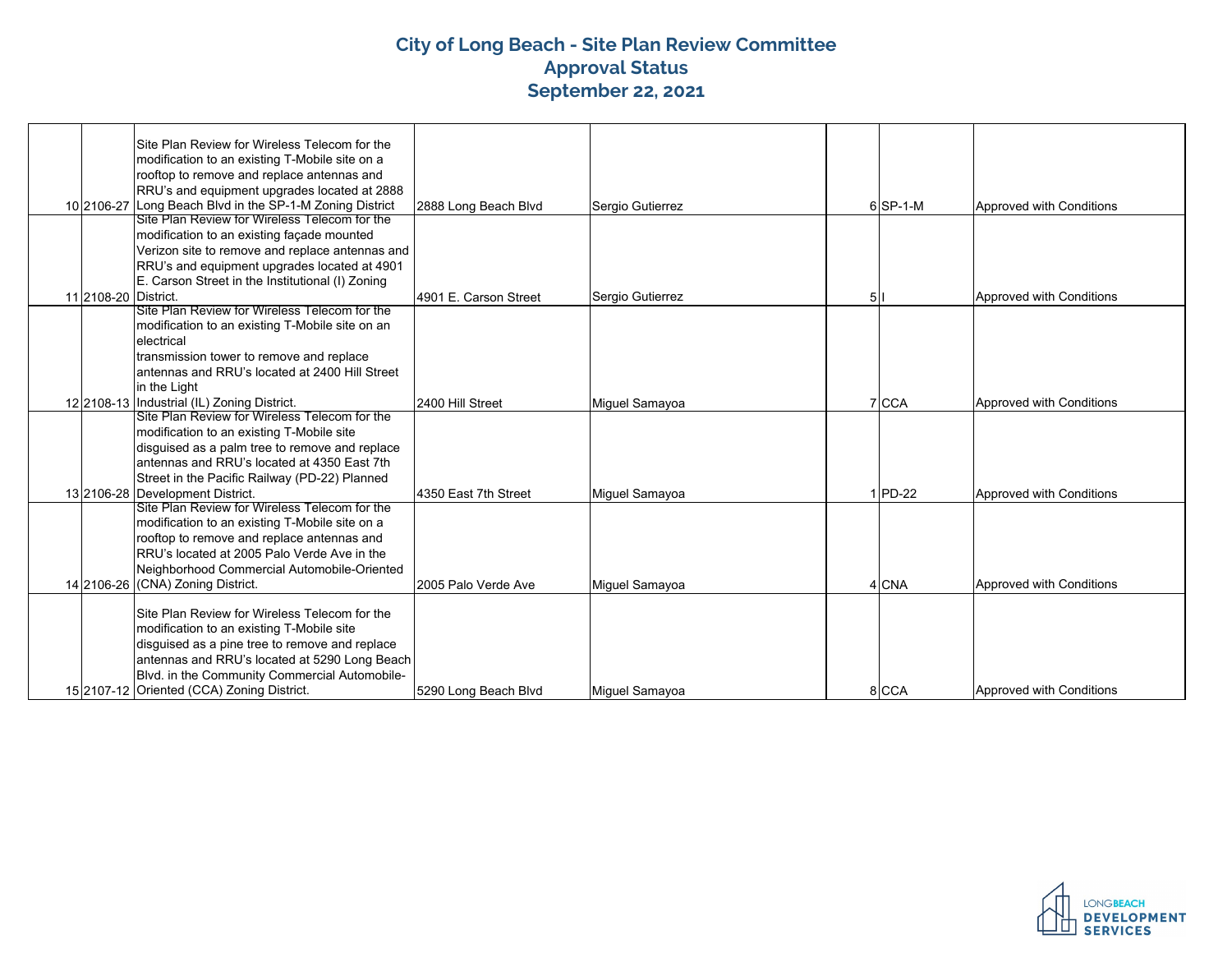# City of Long Beach - Site Plan Review Committee
## Approval Status
## September 22, 2021

| | | | | | | | |
|---|---|---|---|---|---|---|---|
| 10 | 2106-27 | Site Plan Review for Wireless Telecom for the modification to an existing T-Mobile site on a rooftop to remove and replace antennas and RRU's and equipment upgrades located at 2888 Long Beach Blvd in the SP-1-M Zoning District | 2888 Long Beach Blvd | Sergio Gutierrez | 6 | SP-1-M | Approved with Conditions |
| 11 | 2108-20 | Site Plan Review for Wireless Telecom for the modification to an existing façade mounted Verizon site to remove and replace antennas and RRU's and equipment upgrades located at 4901 E. Carson Street in the Institutional (I) Zoning District. | 4901 E. Carson Street | Sergio Gutierrez | 5 | I | Approved with Conditions |
| 12 | 2108-13 | Site Plan Review for Wireless Telecom for the modification to an existing T-Mobile site on an electrical transmission tower to remove and replace antennas and RRU's located at 2400 Hill Street in the Light Industrial (IL) Zoning District. | 2400 Hill Street | Miguel Samayoa | 7 | CCA | Approved with Conditions |
| 13 | 2106-28 | Site Plan Review for Wireless Telecom for the modification to an existing T-Mobile site disguised as a palm tree to remove and replace antennas and RRU's located at 4350 East 7th Street in the Pacific Railway (PD-22) Planned Development District. | 4350 East 7th Street | Miguel Samayoa | 1 | PD-22 | Approved with Conditions |
| 14 | 2106-26 | Site Plan Review for Wireless Telecom for the modification to an existing T-Mobile site on a rooftop to remove and replace antennas and RRU's located at 2005 Palo Verde Ave in the Neighborhood Commercial Automobile-Oriented (CNA) Zoning District. | 2005 Palo Verde Ave | Miguel Samayoa | 4 | CNA | Approved with Conditions |
| 15 | 2107-12 | Site Plan Review for Wireless Telecom for the modification to an existing T-Mobile site disguised as a pine tree to remove and replace antennas and RRU's located at 5290 Long Beach Blvd. in the Community Commercial Automobile-Oriented (CCA) Zoning District. | 5290 Long Beach Blvd | Miguel Samayoa | 8 | CCA | Approved with Conditions |

LONG BEACH DEVELOPMENT SERVICES